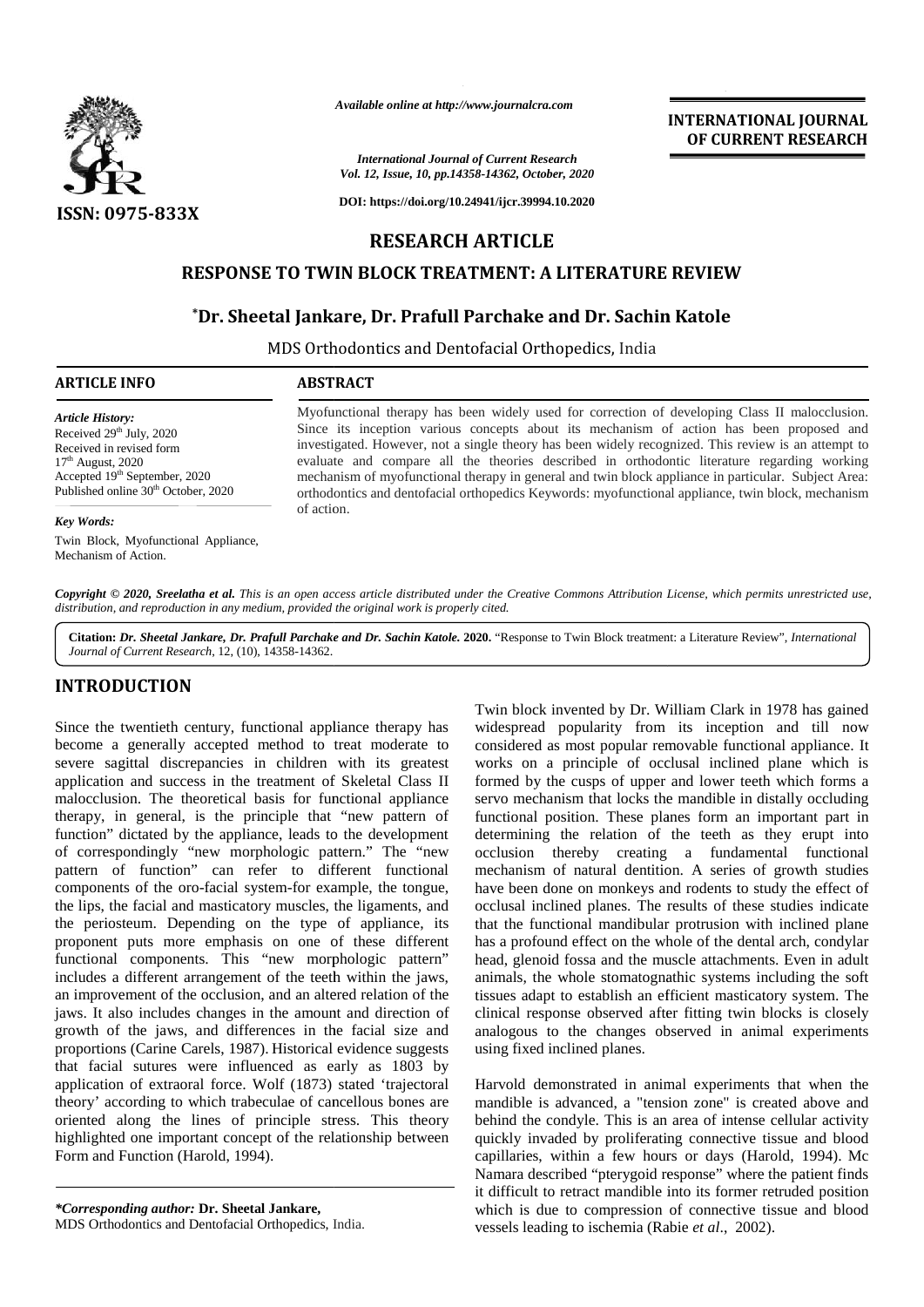# RESEARCH ARTICLE

## RESPONSE TO TWIN BLOCK TREATMENT: A LITERATURE REVIEW

**\*Dr. Sheetal Jankare, Dr. Prafull Parchake and Dr. Sachin Katole**

MDS Orthodontics and Dentofacial Orthopedics, India

### ARTICLE INFO

*Article History:*
Received 29th July, 2020
Received in revised form
17th August, 2020
Accepted 19th September, 2020
Published online 30th October, 2020

*Key Words:*
Twin Block, Myofunctional Appliance, Mechanism of Action.

### ABSTRACT

Myofunctional therapy has been widely used for correction of developing Class II malocclusion. Since its inception various concepts about its mechanism of action has been proposed and investigated. However, not a single theory has been widely recognized. This review is an attempt to evaluate and compare all the theories described in orthodontic literature regarding working mechanism of myofunctional therapy in general and twin block appliance in particular. Subject Area: orthodontics and dentofacial orthopedics Keywords: myofunctional appliance, twin block, mechanism of action.

*Copyright © 2020, Sreelatha et al. This is an open access article distributed under the Creative Commons Attribution License, which permits unrestricted use, distribution, and reproduction in any medium, provided the original work is properly cited.*

**Citation:** *Dr. Sheetal Jankare, Dr. Prafull Parchake and Dr. Sachin Katole.* **2020.** "Response to Twin Block treatment: a Literature Review", *International Journal of Current Research*, 12, (10), 14358-14362.

## INTRODUCTION

Since the twentieth century, functional appliance therapy has become a generally accepted method to treat moderate to severe sagittal discrepancies in children with its greatest application and success in the treatment of Skeletal Class II malocclusion. The theoretical basis for functional appliance therapy, in general, is the principle that "new pattern of function" dictated by the appliance, leads to the development of correspondingly "new morphologic pattern." The "new pattern of function" can refer to different functional components of the oro-facial system-for example, the tongue, the lips, the facial and masticatory muscles, the ligaments, and the periosteum. Depending on the type of appliance, its proponent puts more emphasis on one of these different functional components. This "new morphologic pattern" includes a different arrangement of the teeth within the jaws, an improvement of the occlusion, and an altered relation of the jaws. It also includes changes in the amount and direction of growth of the jaws, and differences in the facial size and proportions (Carine Carels, 1987). Historical evidence suggests that facial sutures were influenced as early as 1803 by application of extraoral force. Wolf (1873) stated 'trajectoral theory' according to which trabeculae of cancellous bones are oriented along the lines of principle stress. This theory highlighted one important concept of the relationship between Form and Function (Harold, 1994).

Twin block invented by Dr. William Clark in 1978 has gained widespread popularity from its inception and till now considered as most popular removable functional appliance. It works on a principle of occlusal inclined plane which is formed by the cusps of upper and lower teeth which forms a servo mechanism that locks the mandible in distally occluding functional position. These planes form an important part in determining the relation of the teeth as they erupt into occlusion thereby creating a fundamental functional mechanism of natural dentition. A series of growth studies have been done on monkeys and rodents to study the effect of occlusal inclined planes. The results of these studies indicate that the functional mandibular protrusion with inclined plane has a profound effect on the whole of the dental arch, condylar head, glenoid fossa and the muscle attachments. Even in adult animals, the whole stomatognathic systems including the soft tissues adapt to establish an efficient masticatory system. The clinical response observed after fitting twin blocks is closely analogous to the changes observed in animal experiments using fixed inclined planes.

Harvold demonstrated in animal experiments that when the mandible is advanced, a "tension zone" is created above and behind the condyle. This is an area of intense cellular activity quickly invaded by proliferating connective tissue and blood capillaries, within a few hours or days (Harold, 1994). Mc Namara described "pterygoid response" where the patient finds it difficult to retract mandible into its former retruded position which is due to compression of connective tissue and blood vessels leading to ischemia (Rabie *et al*., 2002).

*\*Corresponding author:* **Dr. Sheetal Jankare,**
MDS Orthodontics and Dentofacial Orthopedics, India.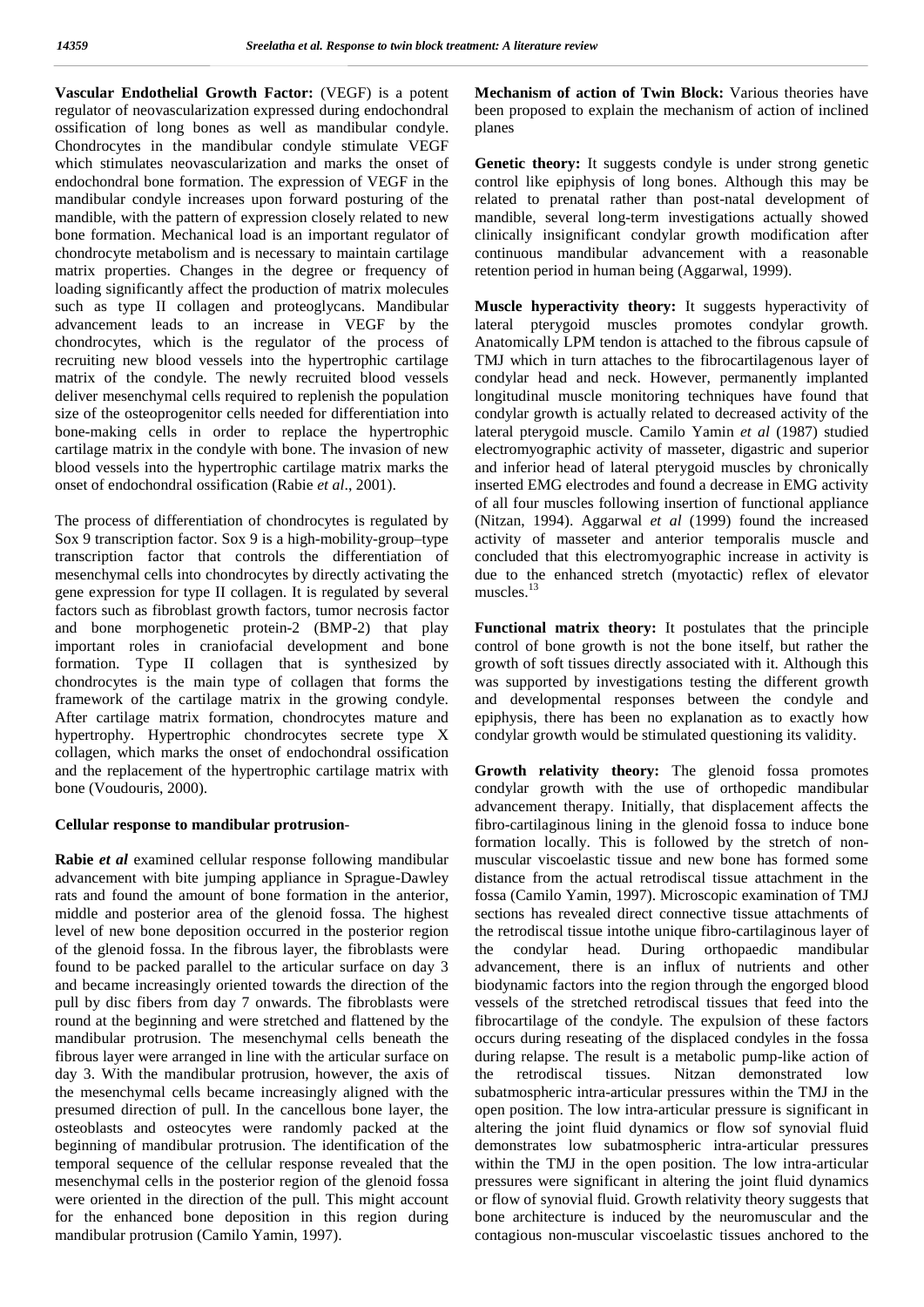**Vascular Endothelial Growth Factor:** (VEGF) is a potent regulator of neovascularization expressed during endochondral ossification of long bones as well as mandibular condyle. Chondrocytes in the mandibular condyle stimulate VEGF which stimulates neovascularization and marks the onset of endochondral bone formation. The expression of VEGF in the mandibular condyle increases upon forward posturing of the mandible, with the pattern of expression closely related to new bone formation. Mechanical load is an important regulator of chondrocyte metabolism and is necessary to maintain cartilage matrix properties. Changes in the degree or frequency of loading significantly affect the production of matrix molecules such as type II collagen and proteoglycans. Mandibular advancement leads to an increase in VEGF by the chondrocytes, which is the regulator of the process of recruiting new blood vessels into the hypertrophic cartilage matrix of the condyle. The newly recruited blood vessels deliver mesenchymal cells required to replenish the population size of the osteoprogenitor cells needed for differentiation into bone-making cells in order to replace the hypertrophic cartilage matrix in the condyle with bone. The invasion of new blood vessels into the hypertrophic cartilage matrix marks the onset of endochondral ossification (Rabie *et al*., 2001).

The process of differentiation of chondrocytes is regulated by Sox 9 transcription factor. Sox 9 is a high-mobility-group–type transcription factor that controls the differentiation of mesenchymal cells into chondrocytes by directly activating the gene expression for type II collagen. It is regulated by several factors such as fibroblast growth factors, tumor necrosis factor and bone morphogenetic protein-2 (BMP-2) that play important roles in craniofacial development and bone formation. Type II collagen that is synthesized by chondrocytes is the main type of collagen that forms the framework of the cartilage matrix in the growing condyle. After cartilage matrix formation, chondrocytes mature and hypertrophy. Hypertrophic chondrocytes secrete type X collagen, which marks the onset of endochondral ossification and the replacement of the hypertrophic cartilage matrix with bone (Voudouris, 2000).

**Cellular response to mandibular protrusion-**

**Rabie *et al*** examined cellular response following mandibular advancement with bite jumping appliance in Sprague-Dawley rats and found the amount of bone formation in the anterior, middle and posterior area of the glenoid fossa. The highest level of new bone deposition occurred in the posterior region of the glenoid fossa. In the fibrous layer, the fibroblasts were found to be packed parallel to the articular surface on day 3 and became increasingly oriented towards the direction of the pull by disc fibers from day 7 onwards. The fibroblasts were round at the beginning and were stretched and flattened by the mandibular protrusion. The mesenchymal cells beneath the fibrous layer were arranged in line with the articular surface on day 3. With the mandibular protrusion, however, the axis of the mesenchymal cells became increasingly aligned with the presumed direction of pull. In the cancellous bone layer, the osteoblasts and osteocytes were randomly packed at the beginning of mandibular protrusion. The identification of the temporal sequence of the cellular response revealed that the mesenchymal cells in the posterior region of the glenoid fossa were oriented in the direction of the pull. This might account for the enhanced bone deposition in this region during mandibular protrusion (Camilo Yamin, 1997).

**Mechanism of action of Twin Block:** Various theories have been proposed to explain the mechanism of action of inclined planes

**Genetic theory:** It suggests condyle is under strong genetic control like epiphysis of long bones. Although this may be related to prenatal rather than post-natal development of mandible, several long-term investigations actually showed clinically insignificant condylar growth modification after continuous mandibular advancement with a reasonable retention period in human being (Aggarwal, 1999).

**Muscle hyperactivity theory:** It suggests hyperactivity of lateral pterygoid muscles promotes condylar growth. Anatomically LPM tendon is attached to the fibrous capsule of TMJ which in turn attaches to the fibrocartilagenous layer of condylar head and neck. However, permanently implanted longitudinal muscle monitoring techniques have found that condylar growth is actually related to decreased activity of the lateral pterygoid muscle. Camilo Yamin *et al* (1987) studied electromyographic activity of masseter, digastric and superior and inferior head of lateral pterygoid muscles by chronically inserted EMG electrodes and found a decrease in EMG activity of all four muscles following insertion of functional appliance (Nitzan, 1994). Aggarwal *et al* (1999) found the increased activity of masseter and anterior temporalis muscle and concluded that this electromyographic increase in activity is due to the enhanced stretch (myotactic) reflex of elevator muscles.[13]

**Functional matrix theory:** It postulates that the principle control of bone growth is not the bone itself, but rather the growth of soft tissues directly associated with it. Although this was supported by investigations testing the different growth and developmental responses between the condyle and epiphysis, there has been no explanation as to exactly how condylar growth would be stimulated questioning its validity.

**Growth relativity theory:** The glenoid fossa promotes condylar growth with the use of orthopedic mandibular advancement therapy. Initially, that displacement affects the fibro-cartilaginous lining in the glenoid fossa to induce bone formation locally. This is followed by the stretch of non-muscular viscoelastic tissue and new bone has formed some distance from the actual retrodiscal tissue attachment in the fossa (Camilo Yamin, 1997). Microscopic examination of TMJ sections has revealed direct connective tissue attachments of the retrodiscal tissue intothe unique fibro-cartilaginous layer of the condylar head. During orthopaedic mandibular advancement, there is an influx of nutrients and other biodynamic factors into the region through the engorged blood vessels of the stretched retrodiscal tissues that feed into the fibrocartilage of the condyle. The expulsion of these factors occurs during reseating of the displaced condyles in the fossa during relapse. The result is a metabolic pump-like action of the retrodiscal tissues. Nitzan demonstrated low subatmospheric intra-articular pressures within the TMJ in the open position. The low intra-articular pressure is significant in altering the joint fluid dynamics or flow sof synovial fluid demonstrates low subatmospheric intra-articular pressures within the TMJ in the open position. The low intra-articular pressures were significant in altering the joint fluid dynamics or flow of synovial fluid. Growth relativity theory suggests that bone architecture is induced by the neuromuscular and the contagious non-muscular viscoelastic tissues anchored to the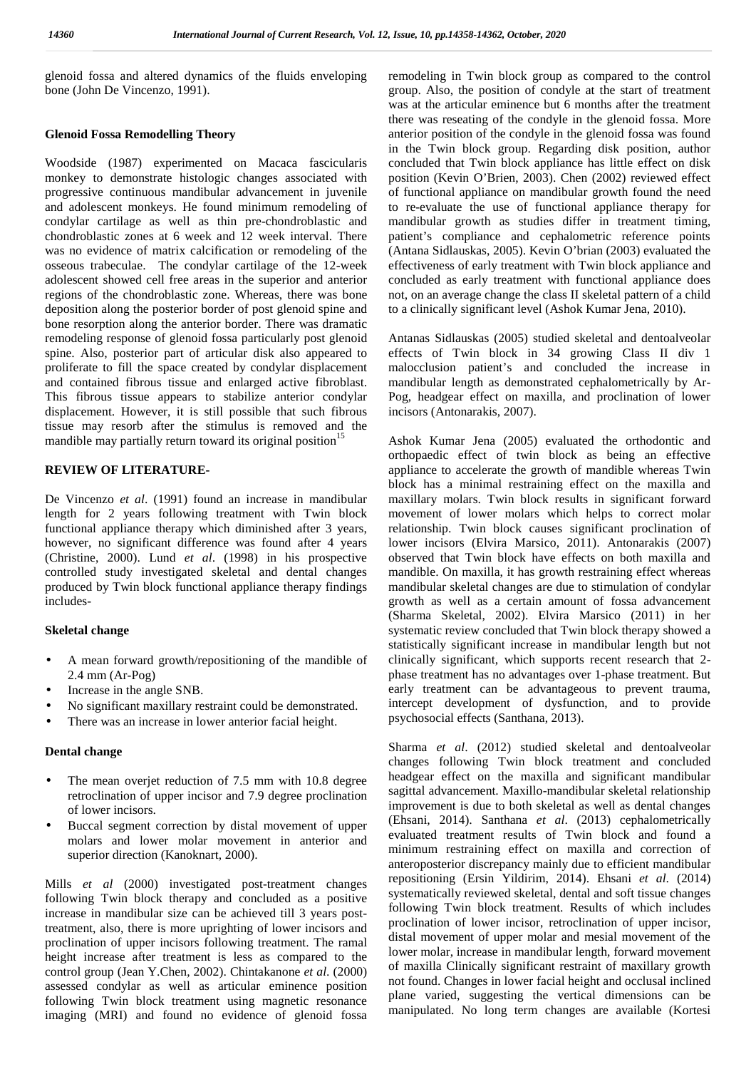glenoid fossa and altered dynamics of the fluids enveloping bone (John De Vincenzo, 1991).

## Glenoid Fossa Remodelling Theory

Woodside (1987) experimented on Macaca fascicularis monkey to demonstrate histologic changes associated with progressive continuous mandibular advancement in juvenile and adolescent monkeys. He found minimum remodeling of condylar cartilage as well as thin pre-chondroblastic and chondroblastic zones at 6 week and 12 week interval. There was no evidence of matrix calcification or remodeling of the osseous trabeculae. The condylar cartilage of the 12-week adolescent showed cell free areas in the superior and anterior regions of the chondroblastic zone. Whereas, there was bone deposition along the posterior border of post glenoid spine and bone resorption along the anterior border. There was dramatic remodeling response of glenoid fossa particularly post glenoid spine. Also, posterior part of articular disk also appeared to proliferate to fill the space created by condylar displacement and contained fibrous tissue and enlarged active fibroblast. This fibrous tissue appears to stabilize anterior condylar displacement. However, it is still possible that such fibrous tissue may resorb after the stimulus is removed and the mandible may partially return toward its original position[15]

## REVIEW OF LITERATURE-

De Vincenzo *et al*. (1991) found an increase in mandibular length for 2 years following treatment with Twin block functional appliance therapy which diminished after 3 years, however, no significant difference was found after 4 years (Christine, 2000). Lund *et al*. (1998) in his prospective controlled study investigated skeletal and dental changes produced by Twin block functional appliance therapy findings includes-

### Skeletal change

- A mean forward growth/repositioning of the mandible of 2.4 mm (Ar-Pog)
- Increase in the angle SNB.
- No significant maxillary restraint could be demonstrated.
- There was an increase in lower anterior facial height.

### Dental change

- The mean overjet reduction of 7.5 mm with 10.8 degree retroclination of upper incisor and 7.9 degree proclination of lower incisors.
- Buccal segment correction by distal movement of upper molars and lower molar movement in anterior and superior direction (Kanoknart, 2000).

Mills *et al* (2000) investigated post-treatment changes following Twin block therapy and concluded as a positive increase in mandibular size can be achieved till 3 years post-treatment, also, there is more uprighting of lower incisors and proclination of upper incisors following treatment. The ramal height increase after treatment is less as compared to the control group (Jean Y.Chen, 2002). Chintakanone *et al*. (2000) assessed condylar as well as articular eminence position following Twin block treatment using magnetic resonance imaging (MRI) and found no evidence of glenoid fossa remodeling in Twin block group as compared to the control group. Also, the position of condyle at the start of treatment was at the articular eminence but 6 months after the treatment there was reseating of the condyle in the glenoid fossa. More anterior position of the condyle in the glenoid fossa was found in the Twin block group. Regarding disk position, author concluded that Twin block appliance has little effect on disk position (Kevin O'Brien, 2003). Chen (2002) reviewed effect of functional appliance on mandibular growth found the need to re-evaluate the use of functional appliance therapy for mandibular growth as studies differ in treatment timing, patient's compliance and cephalometric reference points (Antana Sidlauskas, 2005). Kevin O'brian (2003) evaluated the effectiveness of early treatment with Twin block appliance and concluded as early treatment with functional appliance does not, on an average change the class II skeletal pattern of a child to a clinically significant level (Ashok Kumar Jena, 2010).

Antanas Sidlauskas (2005) studied skeletal and dentoalveolar effects of Twin block in 34 growing Class II div 1 malocclusion patient's and concluded the increase in mandibular length as demonstrated cephalometrically by Ar-Pog, headgear effect on maxilla, and proclination of lower incisors (Antonarakis, 2007).

Ashok Kumar Jena (2005) evaluated the orthodontic and orthopaedic effect of twin block as being an effective appliance to accelerate the growth of mandible whereas Twin block has a minimal restraining effect on the maxilla and maxillary molars. Twin block results in significant forward movement of lower molars which helps to correct molar relationship. Twin block causes significant proclination of lower incisors (Elvira Marsico, 2011). Antonarakis (2007) observed that Twin block have effects on both maxilla and mandible. On maxilla, it has growth restraining effect whereas mandibular skeletal changes are due to stimulation of condylar growth as well as a certain amount of fossa advancement (Sharma Skeletal, 2002). Elvira Marsico (2011) in her systematic review concluded that Twin block therapy showed a statistically significant increase in mandibular length but not clinically significant, which supports recent research that 2-phase treatment has no advantages over 1-phase treatment. But early treatment can be advantageous to prevent trauma, intercept development of dysfunction, and to provide psychosocial effects (Santhana, 2013).

Sharma *et al*. (2012) studied skeletal and dentoalveolar changes following Twin block treatment and concluded headgear effect on the maxilla and significant mandibular sagittal advancement. Maxillo-mandibular skeletal relationship improvement is due to both skeletal as well as dental changes (Ehsani, 2014). Santhana *et al*. (2013) cephalometrically evaluated treatment results of Twin block and found a minimum restraining effect on maxilla and correction of anteroposterior discrepancy mainly due to efficient mandibular repositioning (Ersin Yildirim, 2014). Ehsani *et al*. (2014) systematically reviewed skeletal, dental and soft tissue changes following Twin block treatment. Results of which includes proclination of lower incisor, retroclination of upper incisor, distal movement of upper molar and mesial movement of the lower molar, increase in mandibular length, forward movement of maxilla Clinically significant restraint of maxillary growth not found. Changes in lower facial height and occlusal inclined plane varied, suggesting the vertical dimensions can be manipulated. No long term changes are available (Kortesi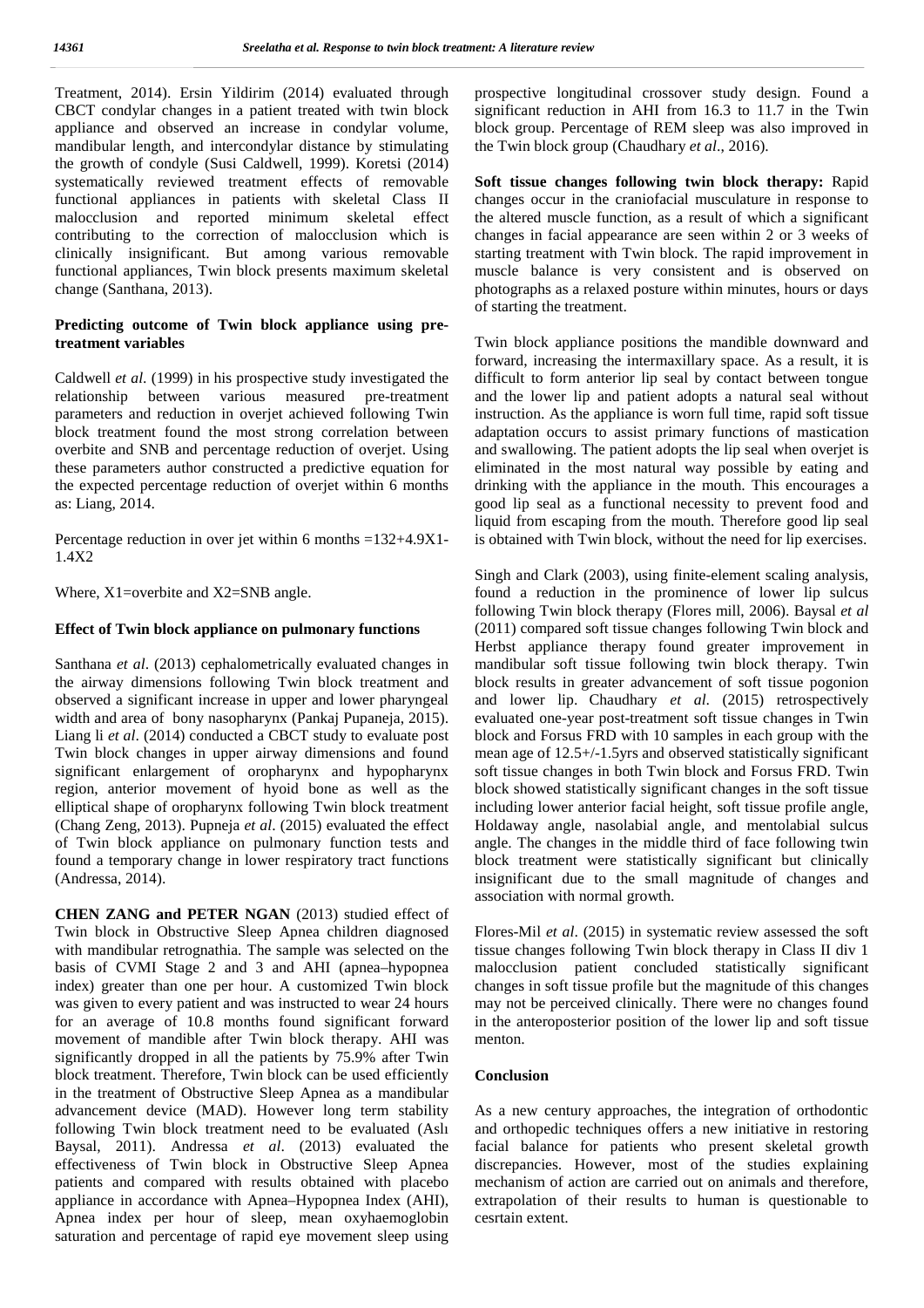Treatment, 2014). Ersin Yildirim (2014) evaluated through CBCT condylar changes in a patient treated with twin block appliance and observed an increase in condylar volume, mandibular length, and intercondylar distance by stimulating the growth of condyle (Susi Caldwell, 1999). Koretsi (2014) systematically reviewed treatment effects of removable functional appliances in patients with skeletal Class II malocclusion and reported minimum skeletal effect contributing to the correction of malocclusion which is clinically insignificant. But among various removable functional appliances, Twin block presents maximum skeletal change (Santhana, 2013).

**Predicting outcome of Twin block appliance using pre-treatment variables**

Caldwell *et al*. (1999) in his prospective study investigated the relationship between various measured pre-treatment parameters and reduction in overjet achieved following Twin block treatment found the most strong correlation between overbite and SNB and percentage reduction of overjet. Using these parameters author constructed a predictive equation for the expected percentage reduction of overjet within 6 months as: Liang, 2014.

Percentage reduction in over jet within 6 months =132+4.9X1-1.4X2

Where, X1=overbite and X2=SNB angle.

**Effect of Twin block appliance on pulmonary functions**

Santhana *et al*. (2013) cephalometrically evaluated changes in the airway dimensions following Twin block treatment and observed a significant increase in upper and lower pharyngeal width and area of bony nasopharynx (Pankaj Pupaneja, 2015). Liang li *et al*. (2014) conducted a CBCT study to evaluate post Twin block changes in upper airway dimensions and found significant enlargement of oropharynx and hypopharynx region, anterior movement of hyoid bone as well as the elliptical shape of oropharynx following Twin block treatment (Chang Zeng, 2013). Pupneja *et al*. (2015) evaluated the effect of Twin block appliance on pulmonary function tests and found a temporary change in lower respiratory tract functions (Andressa, 2014).

**CHEN ZANG and PETER NGAN** (2013) studied effect of Twin block in Obstructive Sleep Apnea children diagnosed with mandibular retrognathia. The sample was selected on the basis of CVMI Stage 2 and 3 and AHI (apnea–hypopnea index) greater than one per hour. A customized Twin block was given to every patient and was instructed to wear 24 hours for an average of 10.8 months found significant forward movement of mandible after Twin block therapy. AHI was significantly dropped in all the patients by 75.9% after Twin block treatment. Therefore, Twin block can be used efficiently in the treatment of Obstructive Sleep Apnea as a mandibular advancement device (MAD). However long term stability following Twin block treatment need to be evaluated (Aslı Baysal, 2011). Andressa *et al*. (2013) evaluated the effectiveness of Twin block in Obstructive Sleep Apnea patients and compared with results obtained with placebo appliance in accordance with Apnea–Hypopnea Index (AHI), Apnea index per hour of sleep, mean oxyhaemoglobin saturation and percentage of rapid eye movement sleep using prospective longitudinal crossover study design. Found a significant reduction in AHI from 16.3 to 11.7 in the Twin block group. Percentage of REM sleep was also improved in the Twin block group (Chaudhary *et al*., 2016).

**Soft tissue changes following twin block therapy:** Rapid changes occur in the craniofacial musculature in response to the altered muscle function, as a result of which a significant changes in facial appearance are seen within 2 or 3 weeks of starting treatment with Twin block. The rapid improvement in muscle balance is very consistent and is observed on photographs as a relaxed posture within minutes, hours or days of starting the treatment.

Twin block appliance positions the mandible downward and forward, increasing the intermaxillary space. As a result, it is difficult to form anterior lip seal by contact between tongue and the lower lip and patient adopts a natural seal without instruction. As the appliance is worn full time, rapid soft tissue adaptation occurs to assist primary functions of mastication and swallowing. The patient adopts the lip seal when overjet is eliminated in the most natural way possible by eating and drinking with the appliance in the mouth. This encourages a good lip seal as a functional necessity to prevent food and liquid from escaping from the mouth. Therefore good lip seal is obtained with Twin block, without the need for lip exercises.

Singh and Clark (2003), using finite-element scaling analysis, found a reduction in the prominence of lower lip sulcus following Twin block therapy (Flores mill, 2006). Baysal *et al* (2011) compared soft tissue changes following Twin block and Herbst appliance therapy found greater improvement in mandibular soft tissue following twin block therapy. Twin block results in greater advancement of soft tissue pogonion and lower lip. Chaudhary *et al*. (2015) retrospectively evaluated one-year post-treatment soft tissue changes in Twin block and Forsus FRD with 10 samples in each group with the mean age of 12.5+/-1.5yrs and observed statistically significant soft tissue changes in both Twin block and Forsus FRD. Twin block showed statistically significant changes in the soft tissue including lower anterior facial height, soft tissue profile angle, Holdaway angle, nasolabial angle, and mentolabial sulcus angle. The changes in the middle third of face following twin block treatment were statistically significant but clinically insignificant due to the small magnitude of changes and association with normal growth.

Flores-Mil *et al*. (2015) in systematic review assessed the soft tissue changes following Twin block therapy in Class II div 1 malocclusion patient concluded statistically significant changes in soft tissue profile but the magnitude of this changes may not be perceived clinically. There were no changes found in the anteroposterior position of the lower lip and soft tissue menton.

## Conclusion

As a new century approaches, the integration of orthodontic and orthopedic techniques offers a new initiative in restoring facial balance for patients who present skeletal growth discrepancies. However, most of the studies explaining mechanism of action are carried out on animals and therefore, extrapolation of their results to human is questionable to cesrtain extent.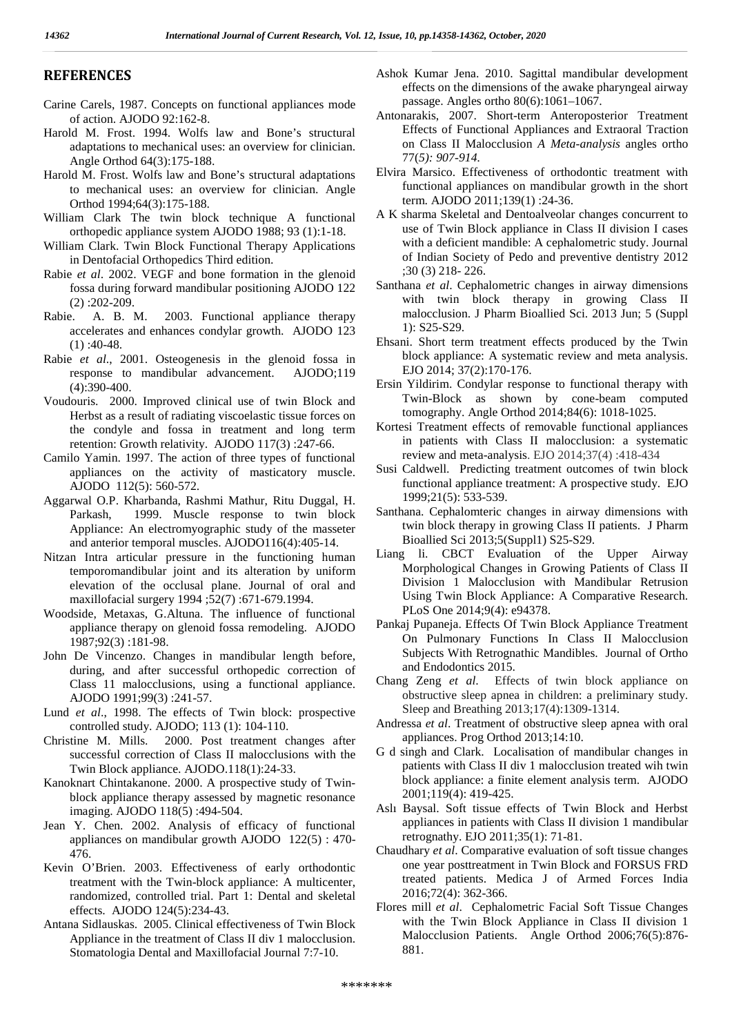## REFERENCES

Carine Carels, 1987. Concepts on functional appliances mode of action. AJODO 92:162-8.

Harold M. Frost. 1994. Wolfs law and Bone's structural adaptations to mechanical uses: an overview for clinician. Angle Orthod 64(3):175-188.

Harold M. Frost. Wolfs law and Bone's structural adaptations to mechanical uses: an overview for clinician. Angle Orthod 1994;64(3):175-188.

William Clark The twin block technique A functional orthopedic appliance system AJODO 1988; 93 (1):1-18.

William Clark. Twin Block Functional Therapy Applications in Dentofacial Orthopedics Third edition.

Rabie *et al*. 2002. VEGF and bone formation in the glenoid fossa during forward mandibular positioning AJODO 122 (2) :202-209.

Rabie. A. B. M. 2003. Functional appliance therapy accelerates and enhances condylar growth. AJODO 123 (1) :40-48.

Rabie *et al*., 2001. Osteogenesis in the glenoid fossa in response to mandibular advancement. AJODO;119 (4):390-400.

Voudouris. 2000. Improved clinical use of twin Block and Herbst as a result of radiating viscoelastic tissue forces on the condyle and fossa in treatment and long term retention: Growth relativity. AJODO 117(3) :247-66.

Camilo Yamin. 1997. The action of three types of functional appliances on the activity of masticatory muscle. AJODO 112(5): 560-572.

Aggarwal O.P. Kharbanda, Rashmi Mathur, Ritu Duggal, H. Parkash, 1999. Muscle response to twin block Appliance: An electromyographic study of the masseter and anterior temporal muscles. AJODO116(4):405-14.

Nitzan Intra articular pressure in the functioning human temporomandibular joint and its alteration by uniform elevation of the occlusal plane. Journal of oral and maxillofacial surgery 1994 ;52(7) :671-679.1994.

Woodside, Metaxas, G.Altuna. The influence of functional appliance therapy on glenoid fossa remodeling. AJODO 1987;92(3) :181-98.

John De Vincenzo. Changes in mandibular length before, during, and after successful orthopedic correction of Class 11 malocclusions, using a functional appliance. AJODO 1991;99(3) :241-57.

Lund *et al*., 1998. The effects of Twin block: prospective controlled study. AJODO; 113 (1): 104-110.

Christine M. Mills. 2000. Post treatment changes after successful correction of Class II malocclusions with the Twin Block appliance. AJODO.118(1):24-33.

Kanoknart Chintakanone. 2000. A prospective study of Twin-block appliance therapy assessed by magnetic resonance imaging. AJODO 118(5) :494-504.

Jean Y. Chen. 2002. Analysis of efficacy of functional appliances on mandibular growth AJODO 122(5) : 470-476.

Kevin O'Brien. 2003. Effectiveness of early orthodontic treatment with the Twin-block appliance: A multicenter, randomized, controlled trial. Part 1: Dental and skeletal effects. AJODO 124(5):234-43.

Antana Sidlauskas. 2005. Clinical effectiveness of Twin Block Appliance in the treatment of Class II div 1 malocclusion. Stomatologia Dental and Maxillofacial Journal 7:7-10.

Ashok Kumar Jena. 2010. Sagittal mandibular development effects on the dimensions of the awake pharyngeal airway passage. Angles ortho 80(6):1061–1067.

Antonarakis, 2007. Short-term Anteroposterior Treatment Effects of Functional Appliances and Extraoral Traction on Class II Malocclusion *A Meta-analysis* angles ortho 77(*5): 907-914.*

Elvira Marsico. Effectiveness of orthodontic treatment with functional appliances on mandibular growth in the short term. AJODO 2011;139(1) :24-36.

A K sharma Skeletal and Dentoalveolar changes concurrent to use of Twin Block appliance in Class II division I cases with a deficient mandible: A cephalometric study. Journal of Indian Society of Pedo and preventive dentistry 2012 ;30 (3) 218- 226.

Santhana *et al*. Cephalometric changes in airway dimensions with twin block therapy in growing Class II malocclusion. J Pharm Bioallied Sci. 2013 Jun; 5 (Suppl 1): S25-S29.

Ehsani. Short term treatment effects produced by the Twin block appliance: A systematic review and meta analysis. EJO 2014; 37(2):170-176.

Ersin Yildirim. Condylar response to functional therapy with Twin-Block as shown by cone-beam computed tomography. Angle Orthod 2014;84(6): 1018-1025.

Kortesi Treatment effects of removable functional appliances in patients with Class II malocclusion: a systematic review and meta-analysis. EJO 2014;37(4) :418-434

Susi Caldwell. Predicting treatment outcomes of twin block functional appliance treatment: A prospective study. EJO 1999;21(5): 533-539.

Santhana. Cephalomteric changes in airway dimensions with twin block therapy in growing Class II patients. J Pharm Bioallied Sci 2013;5(Suppl1) S25-S29.

Liang li. CBCT Evaluation of the Upper Airway Morphological Changes in Growing Patients of Class II Division 1 Malocclusion with Mandibular Retrusion Using Twin Block Appliance: A Comparative Research. PLoS One 2014;9(4): e94378.

Pankaj Pupaneja. Effects Of Twin Block Appliance Treatment On Pulmonary Functions In Class II Malocclusion Subjects With Retrognathic Mandibles. Journal of Ortho and Endodontics 2015.

Chang Zeng *et al.* Effects of twin block appliance on obstructive sleep apnea in children: a preliminary study. Sleep and Breathing 2013;17(4):1309-1314.

Andressa *et al*. Treatment of obstructive sleep apnea with oral appliances. Prog Orthod 2013;14:10.

G d singh and Clark. Localisation of mandibular changes in patients with Class II div 1 malocclusion treated wih twin block appliance: a finite element analysis term. AJODO 2001;119(4): 419-425.

Aslı Baysal. Soft tissue effects of Twin Block and Herbst appliances in patients with Class II division 1 mandibular retrognathy. EJO 2011;35(1): 71-81.

Chaudhary *et al*. Comparative evaluation of soft tissue changes one year posttreatment in Twin Block and FORSUS FRD treated patients. Medica J of Armed Forces India 2016;72(4): 362-366.

Flores mill *et al*. Cephalometric Facial Soft Tissue Changes with the Twin Block Appliance in Class II division 1 Malocclusion Patients. Angle Orthod 2006;76(5):876-881.

\*\*\*\*\*\*\*